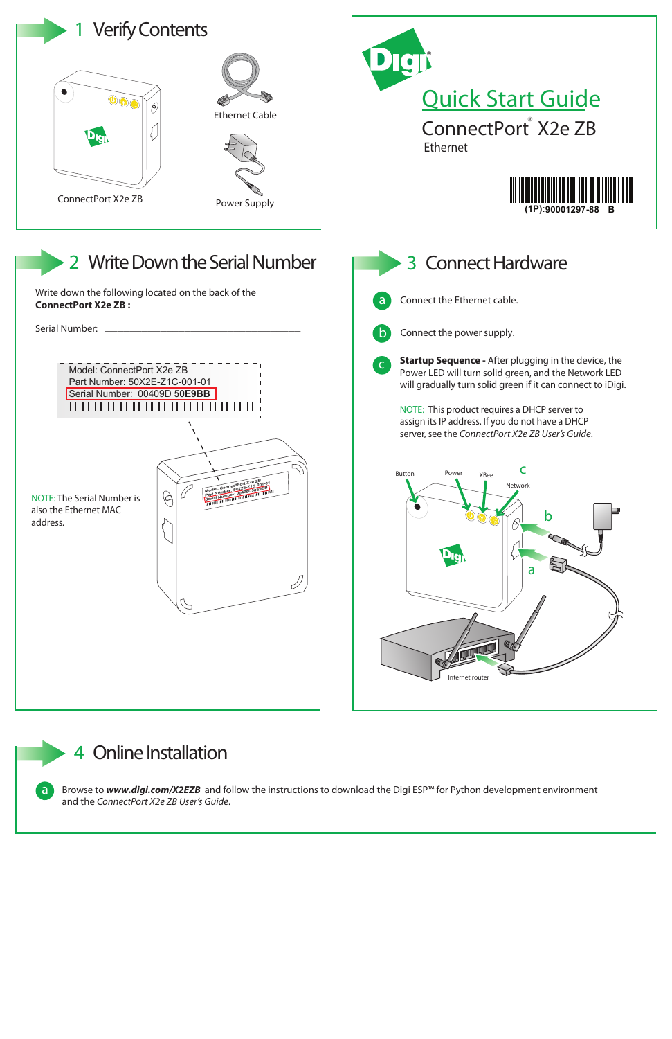# Quick Start Guide

## ConnectPort® X2e ZB

Ethernet

(1P):90001297-88 B

## 1 Verify Contents

ConnectPort X2e ZB

Ethernet Cable

Power Supply

## 2 Write Down the Serial Number

Write down the following located on the back of the **ConnectPort X2e ZB :**

Serial Number: ______________________________________

Model: ConnectPort X2e ZB
Part Number: 50X2E-Z1C-001-01
Serial Number: 00409D **50E9BB**

NOTE: The Serial Number is also the Ethernet MAC address.

## 3 Connect Hardware

a. Connect the Ethernet cable.

b. Connect the power supply.

c. **Startup Sequence -** After plugging in the device, the Power LED will turn solid green, and the Network LED will gradually turn solid green if it can connect to iDigi.

NOTE: This product requires a DHCP server to assign its IP address. If you do not have a DHCP server, see the *ConnectPort X2e ZB User's Guide*.

Button, Power, XBee, Network, Internet router

## 4 Online Installation

a. Browse to ***www.digi.com/X2EZB*** and follow the instructions to download the Digi ESP™ for Python development environment and the *ConnectPort X2e ZB User's Guide*.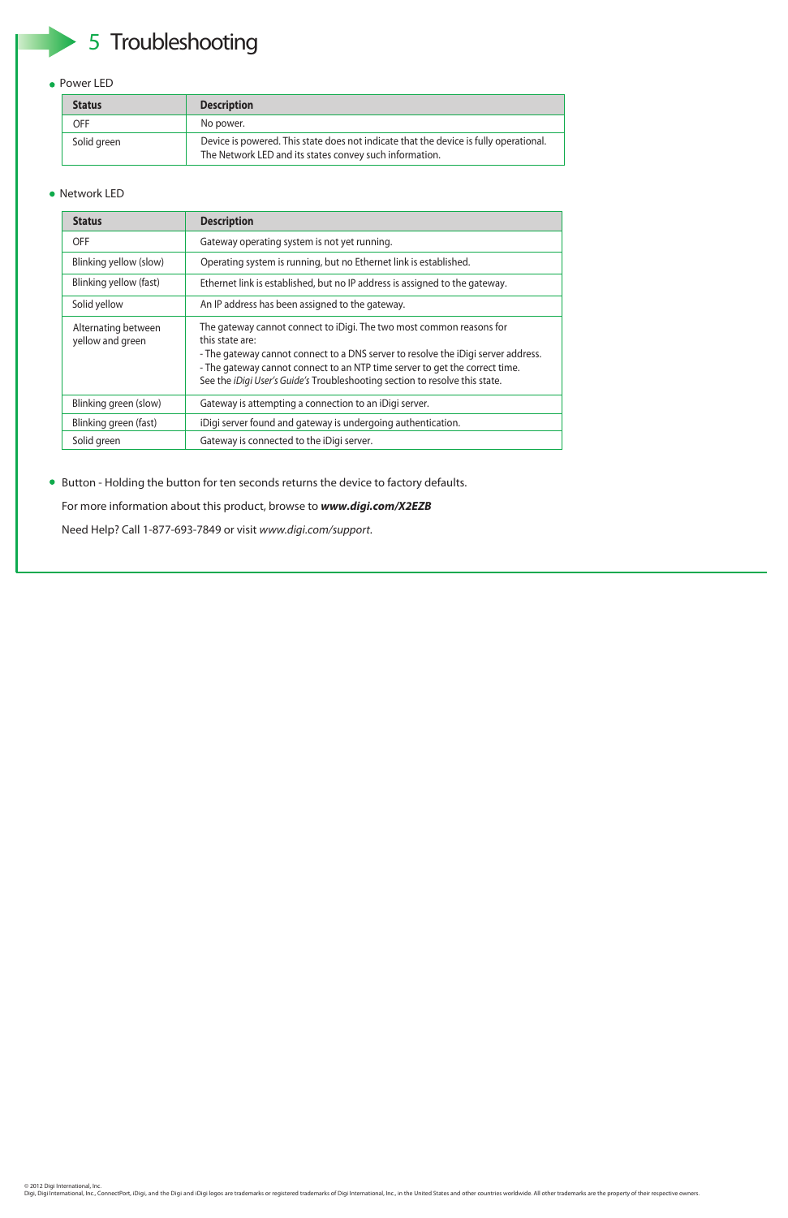# 5 Troubleshooting

- Power LED

| Status | Description |
| --- | --- |
| OFF | No power. |
| Solid green | Device is powered. This state does not indicate that the device is fully operational. The Network LED and its states convey such information. |

- Network LED

| Status | Description |
| --- | --- |
| OFF | Gateway operating system is not yet running. |
| Blinking yellow (slow) | Operating system is running, but no Ethernet link is established. |
| Blinking yellow (fast) | Ethernet link is established, but no IP address is assigned to the gateway. |
| Solid yellow | An IP address has been assigned to the gateway. |
| Alternating between yellow and green | The gateway cannot connect to iDigi. The two most common reasons for this state are:<br>- The gateway cannot connect to a DNS server to resolve the iDigi server address.<br>- The gateway cannot connect to an NTP time server to get the correct time.<br>See the *iDigi User's Guide's* Troubleshooting section to resolve this state. |
| Blinking green (slow) | Gateway is attempting a connection to an iDigi server. |
| Blinking green (fast) | iDigi server found and gateway is undergoing authentication. |
| Solid green | Gateway is connected to the iDigi server. |

- Button - Holding the button for ten seconds returns the device to factory defaults.

For more information about this product, browse to ***www.digi.com/X2EZB***

Need Help? Call 1-877-693-7849 or visit *www.digi.com/support*.

© 2012 Digi International, Inc.
Digi, Digi International, Inc., ConnectPort, iDigi, and the Digi and iDigi logos are trademarks or registered trademarks of Digi International, Inc., in the United States and other countries worldwide. All other trademarks are the property of their respective owners.